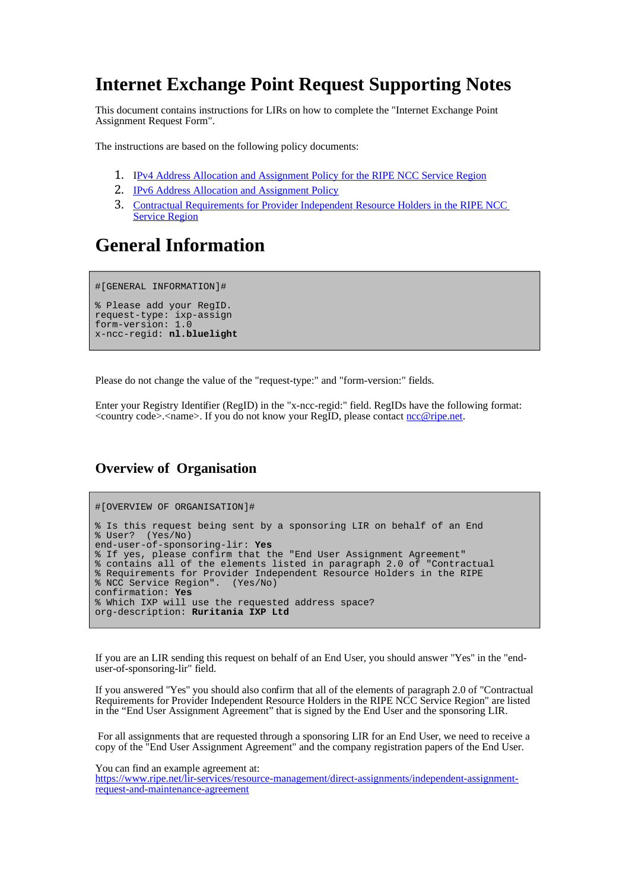# Internet Exchange Point Request Supporting Notes

This document contains instructions for LIRs on how to complete the "Internet Exchange Point Assignment Request Form".

The instructions are based on the following policy documents:

1. [IPv4 Address Allocation and Assignment Policy for the RIPE NCC Service Region]
2. [IPv6 Address Allocation and Assignment Policy]
3. [Contractual Requirements for Provider Independent Resource Holders in the RIPE NCC Service Region]

# General Information

```
#[GENERAL INFORMATION]#

% Please add your RegID.
request-type: ixp-assign
form-version: 1.0
x-ncc-regid: nl.bluelight
```

Please do not change the value of the "request-type:" and "form-version:" fields.

Enter your Registry Identifier (RegID) in the "x-ncc-regid:" field. RegIDs have the following format: <country code>.<name>. If you do not know your RegID, please contact ncc@ripe.net.

### Overview of Organisation

```
#[OVERVIEW OF ORGANISATION]#

% Is this request being sent by a sponsoring LIR on behalf of an End
% User?  (Yes/No)
end-user-of-sponsoring-lir: Yes
% If yes, please confirm that the "End User Assignment Agreement"
% contains all of the elements listed in paragraph 2.0 of "Contractual
% Requirements for Provider Independent Resource Holders in the RIPE
% NCC Service Region".  (Yes/No)
confirmation: Yes
% Which IXP will use the requested address space?
org-description: Ruritania IXP Ltd
```

If you are an LIR sending this request on behalf of an End User, you should answer "Yes" in the "end-user-of-sponsoring-lir" field.

If you answered "Yes" you should also confirm that all of the elements of paragraph 2.0 of "Contractual Requirements for Provider Independent Resource Holders in the RIPE NCC Service Region" are listed in the "End User Assignment Agreement" that is signed by the End User and the sponsoring LIR.

For all assignments that are requested through a sponsoring LIR for an End User, we need to receive a copy of the "End User Assignment Agreement" and the company registration papers of the End User.

You can find an example agreement at:
https://www.ripe.net/lir-services/resource-management/direct-assignments/independent-assignment-request-and-maintenance-agreement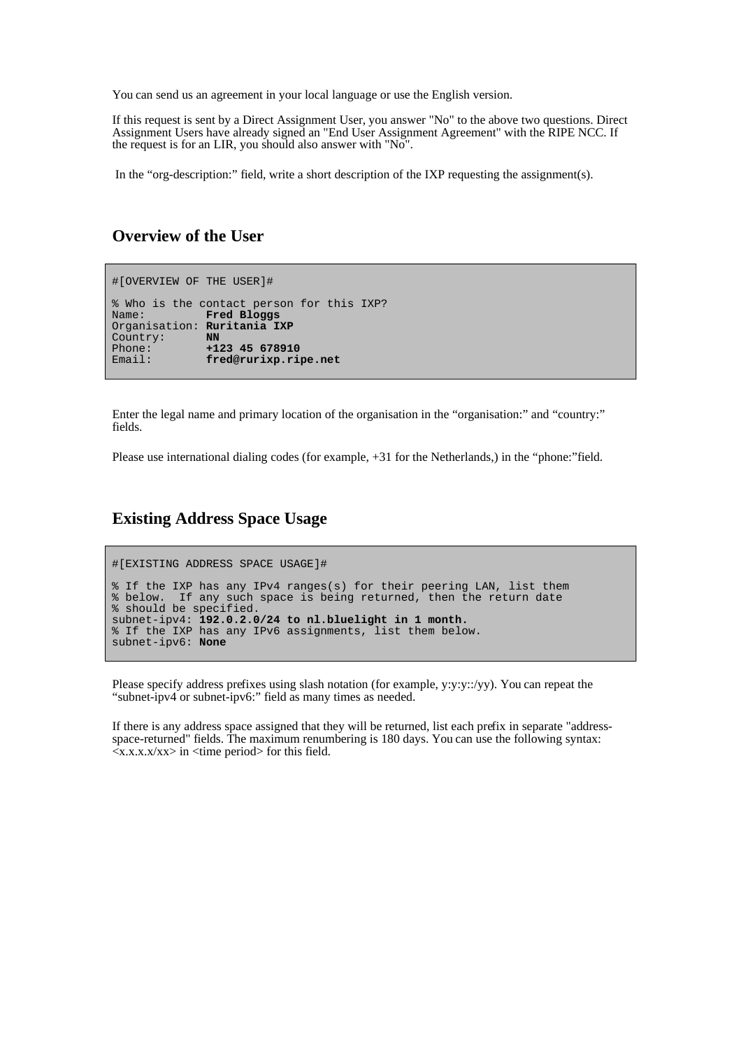You can send us an agreement in your local language or use the English version.

If this request is sent by a Direct Assignment User, you answer "No" to the above two questions. Direct Assignment Users have already signed an "End User Assignment Agreement" with the RIPE NCC. If the request is for an LIR, you should also answer with "No".

In the “org-description:” field, write a short description of the IXP requesting the assignment(s).

## Overview of the User

```
#[OVERVIEW OF THE USER]#

% Who is the contact person for this IXP?
Name:         Fred Bloggs
Organisation: Ruritania IXP
Country:      NN
Phone:        +123 45 678910
Email:        fred@rurixp.ripe.net
```

Enter the legal name and primary location of the organisation in the “organisation:” and “country:” fields.

Please use international dialing codes (for example, +31 for the Netherlands,) in the “phone:”field.

## Existing Address Space Usage

```
#[EXISTING ADDRESS SPACE USAGE]#

% If the IXP has any IPv4 ranges(s) for their peering LAN, list them
% below.  If any such space is being returned, then the return date
% should be specified.
subnet-ipv4: 192.0.2.0/24 to nl.bluelight in 1 month.
% If the IXP has any IPv6 assignments, list them below.
subnet-ipv6: None
```

Please specify address prefixes using slash notation (for example, y:y:y::/yy). You can repeat the “subnet-ipv4 or subnet-ipv6:” field as many times as needed.

If there is any address space assigned that they will be returned, list each prefix in separate "address-space-returned" fields. The maximum renumbering is 180 days. You can use the following syntax: <x.x.x.x/xx> in <time period> for this field.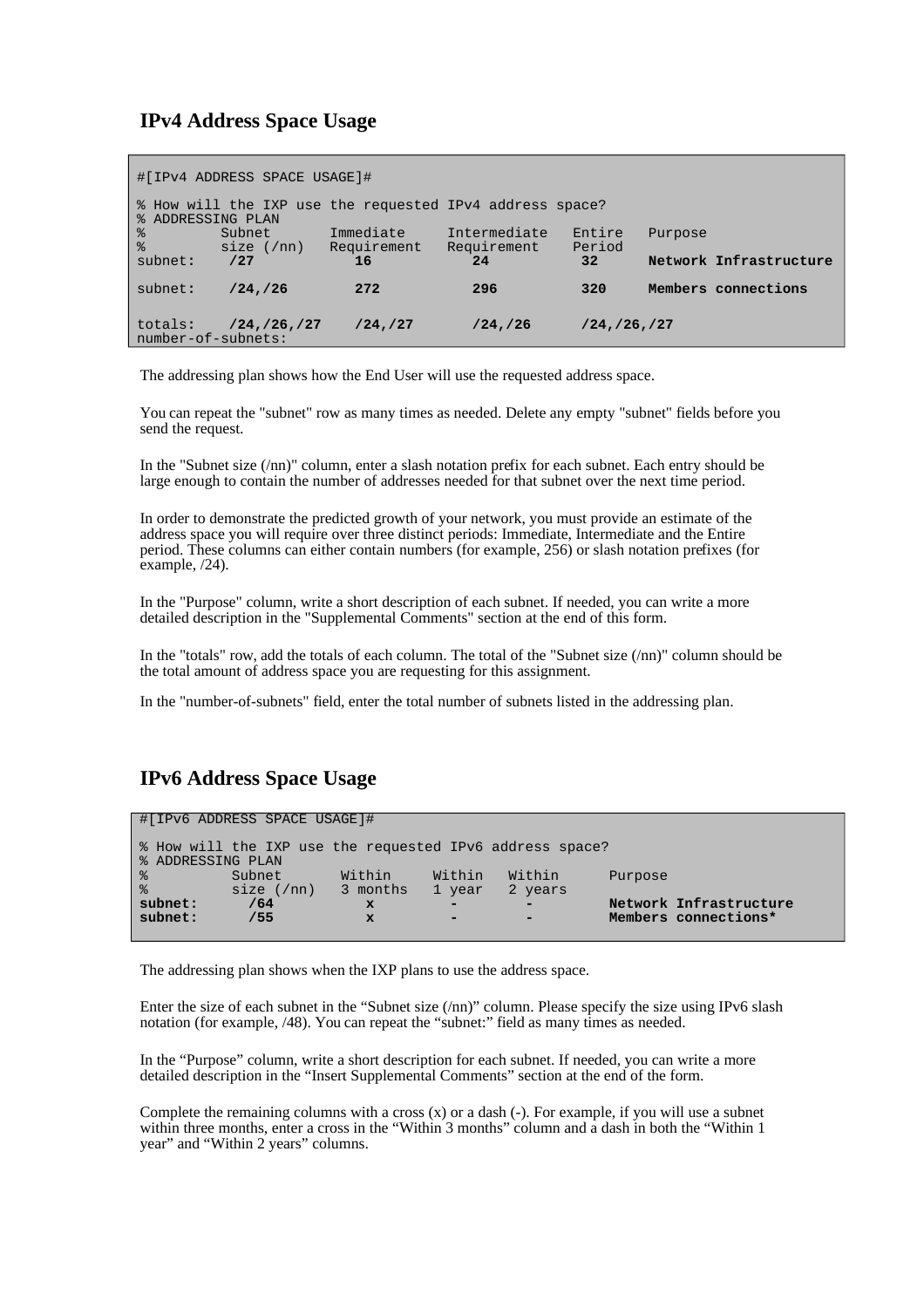## IPv4 Address Space Usage

```
#[IPV4 ADDRESS SPACE USAGE]#

% How will the IXP use the requested IPv4 address space?
% ADDRESSING PLAN
%         Subnet      Immediate     Intermediate   Entire    Purpose
%         size (/nn)  Requirement   Requirement    Period
subnet:    /27          16             24           32      Network Infrastructure

subnet:    /24,/26      272            296          320     Members connections


totals:    /24,/26,/27  /24,/27       /24,/26      /24,/26,/27
number-of-subnets:
```

The addressing plan shows how the End User will use the requested address space.

You can repeat the "subnet" row as many times as needed. Delete any empty "subnet" fields before you send the request.

In the "Subnet size (/nn)" column, enter a slash notation prefix for each subnet. Each entry should be large enough to contain the number of addresses needed for that subnet over the next time period.

In order to demonstrate the predicted growth of your network, you must provide an estimate of the address space you will require over three distinct periods: Immediate, Intermediate and the Entire period. These columns can either contain numbers (for example, 256) or slash notation prefixes (for example, /24).

In the "Purpose" column, write a short description of each subnet. If needed, you can write a more detailed description in the "Supplemental Comments" section at the end of this form.

In the "totals" row, add the totals of each column. The total of the "Subnet size (/nn)" column should be the total amount of address space you are requesting for this assignment.

In the "number-of-subnets" field, enter the total number of subnets listed in the addressing plan.

## IPv6 Address Space Usage

```
#[IPv6 ADDRESS SPACE USAGE]#

% How will the IXP use the requested IPv6 address space?
% ADDRESSING PLAN
%          Subnet       Within     Within   Within      Purpose
%          size (/nn)   3 months   1 year   2 years
subnet:      /64           x         -        -         Network Infrastructure
subnet:      /55           x         -        -         Members connections*
```

The addressing plan shows when the IXP plans to use the address space.

Enter the size of each subnet in the "Subnet size (/nn)" column. Please specify the size using IPv6 slash notation (for example, /48). You can repeat the "subnet:" field as many times as needed.

In the "Purpose" column, write a short description for each subnet. If needed, you can write a more detailed description in the "Insert Supplemental Comments" section at the end of the form.

Complete the remaining columns with a cross (x) or a dash (-). For example, if you will use a subnet within three months, enter a cross in the "Within 3 months" column and a dash in both the "Within 1 year" and "Within 2 years" columns.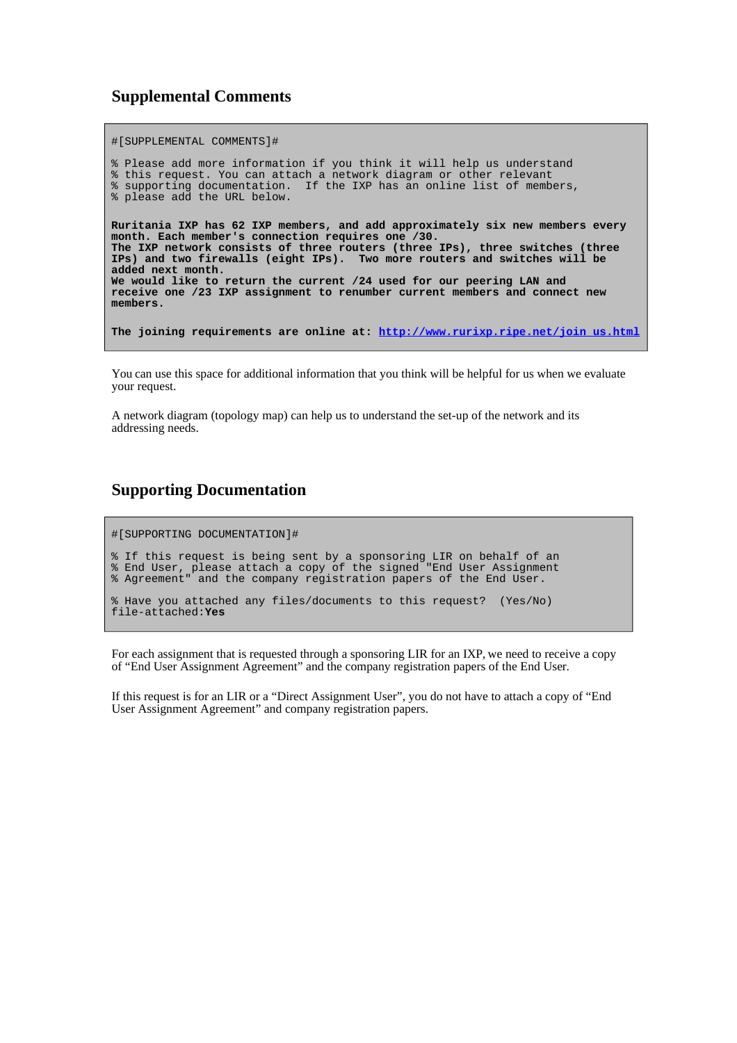## Supplemental Comments

```
#[SUPPLEMENTAL COMMENTS]#

% Please add more information if you think it will help us understand
% this request. You can attach a network diagram or other relevant
% supporting documentation.  If the IXP has an online list of members,
% please add the URL below.

Ruritania IXP has 62 IXP members, and add approximately six new members every
month. Each member's connection requires one /30.
The IXP network consists of three routers (three IPs), three switches (three
IPs) and two firewalls (eight IPs).  Two more routers and switches will be
added next month.
We would like to return the current /24 used for our peering LAN and
receive one /23 IXP assignment to renumber current members and connect new
members.

The joining requirements are online at: http://www.rurixp.ripe.net/join_us.html
```

You can use this space for additional information that you think will be helpful for us when we evaluate your request.

A network diagram (topology map) can help us to understand the set-up of the network and its addressing needs.

## Supporting Documentation

```
#[SUPPORTING DOCUMENTATION]#

% If this request is being sent by a sponsoring LIR on behalf of an
% End User, please attach a copy of the signed "End User Assignment
% Agreement" and the company registration papers of the End User.

% Have you attached any files/documents to this request?  (Yes/No)
file-attached:Yes
```

For each assignment that is requested through a sponsoring LIR for an IXP, we need to receive a copy of “End User Assignment Agreement” and the company registration papers of the End User.

If this request is for an LIR or a “Direct Assignment User”, you do not have to attach a copy of “End User Assignment Agreement” and company registration papers.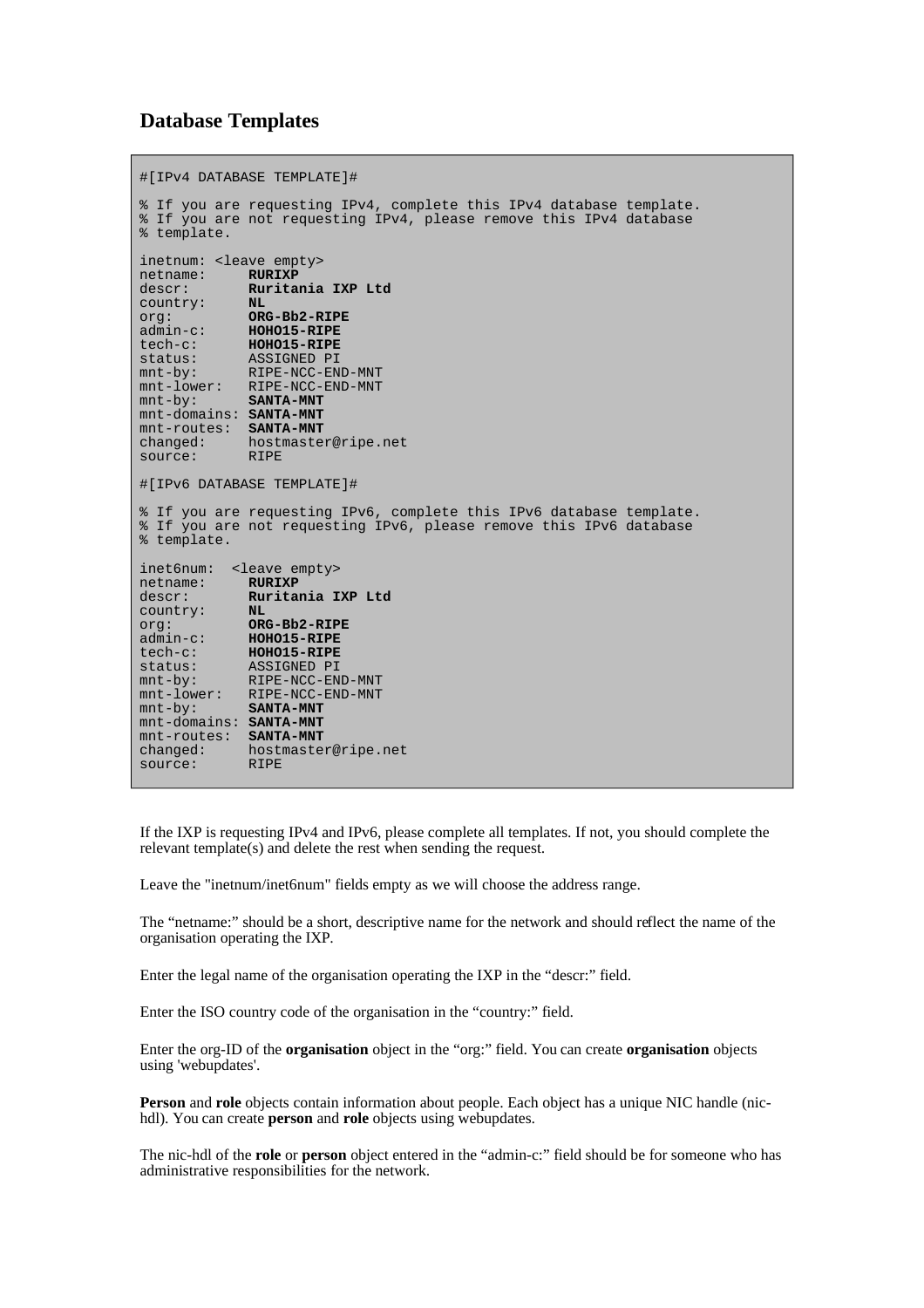## Database Templates

```
#[IPv4 DATABASE TEMPLATE]#

% If you are requesting IPv4, complete this IPv4 database template.
% If you are not requesting IPv4, please remove this IPv4 database
% template.

inetnum: <leave empty>
netname:     RURIXP
descr:       Ruritania IXP Ltd
country:     NL
org:         ORG-Bb2-RIPE
admin-c:     HOHO15-RIPE
tech-c:      HOHO15-RIPE
status:      ASSIGNED PI
mnt-by:      RIPE-NCC-END-MNT
mnt-lower:   RIPE-NCC-END-MNT
mnt-by:      SANTA-MNT
mnt-domains: SANTA-MNT
mnt-routes:  SANTA-MNT
changed:     hostmaster@ripe.net
source:      RIPE

#[IPv6 DATABASE TEMPLATE]#

% If you are requesting IPv6, complete this IPv6 database template.
% If you are not requesting IPv6, please remove this IPv6 database
% template.

inet6num:  <leave empty>
netname:     RURIXP
descr:       Ruritania IXP Ltd
country:     NL
org:         ORG-Bb2-RIPE
admin-c:     HOHO15-RIPE
tech-c:      HOHO15-RIPE
status:      ASSIGNED PI
mnt-by:      RIPE-NCC-END-MNT
mnt-lower:   RIPE-NCC-END-MNT
mnt-by:      SANTA-MNT
mnt-domains: SANTA-MNT
mnt-routes:  SANTA-MNT
changed:     hostmaster@ripe.net
source:      RIPE
```

If the IXP is requesting IPv4 and IPv6, please complete all templates. If not, you should complete the relevant template(s) and delete the rest when sending the request.

Leave the "inetnum/inet6num" fields empty as we will choose the address range.

The “netname:” should be a short, descriptive name for the network and should reflect the name of the organisation operating the IXP.

Enter the legal name of the organisation operating the IXP in the “descr:” field.

Enter the ISO country code of the organisation in the “country:” field.

Enter the org-ID of the **organisation** object in the “org:” field. You can create **organisation** objects using 'webupdates'.

**Person** and **role** objects contain information about people. Each object has a unique NIC handle (nic-hdl). You can create **person** and **role** objects using webupdates.

The nic-hdl of the **role** or **person** object entered in the “admin-c:” field should be for someone who has administrative responsibilities for the network.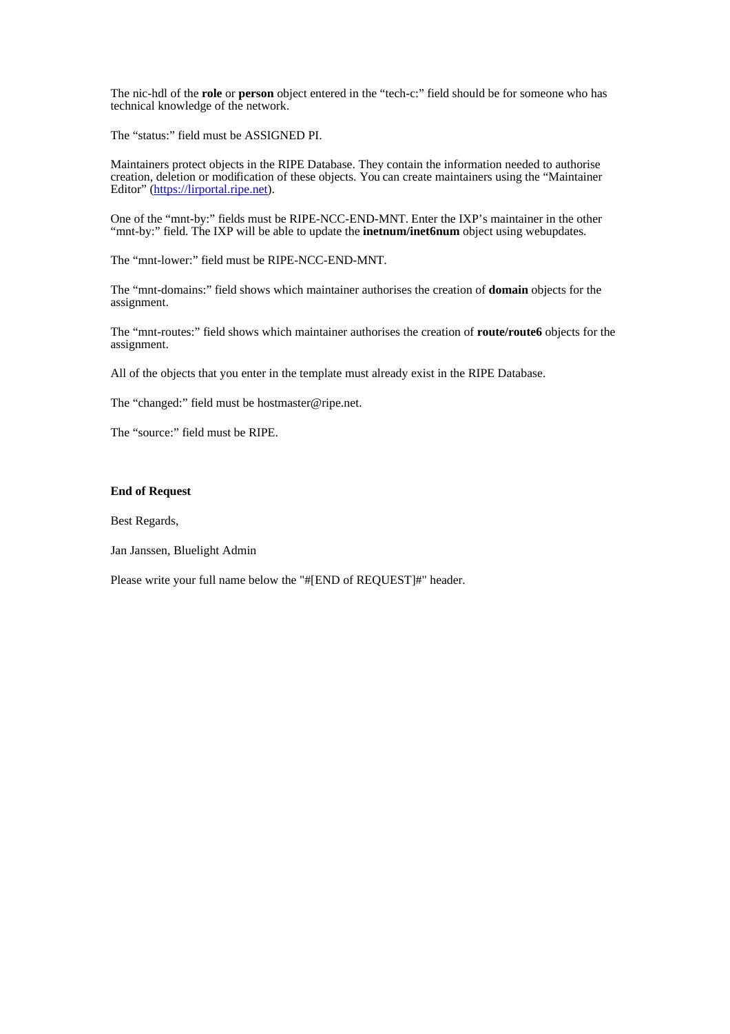The nic-hdl of the **role** or **person** object entered in the “tech-c:” field should be for someone who has technical knowledge of the network.

The “status:” field must be ASSIGNED PI.

Maintainers protect objects in the RIPE Database. They contain the information needed to authorise creation, deletion or modification of these objects. You can create maintainers using the “Maintainer Editor” (https://lirportal.ripe.net).

One of the “mnt-by:” fields must be RIPE-NCC-END-MNT. Enter the IXP’s maintainer in the other “mnt-by:” field. The IXP will be able to update the **inetnum/inet6num** object using webupdates.

The “mnt-lower:” field must be RIPE-NCC-END-MNT.

The “mnt-domains:” field shows which maintainer authorises the creation of **domain** objects for the assignment.

The “mnt-routes:” field shows which maintainer authorises the creation of **route/route6** objects for the assignment.

All of the objects that you enter in the template must already exist in the RIPE Database.

The “changed:” field must be hostmaster@ripe.net.

The “source:” field must be RIPE.

**End of Request**

Best Regards,

Jan Janssen, Bluelight Admin

Please write your full name below the "#[END of REQUEST]#" header.